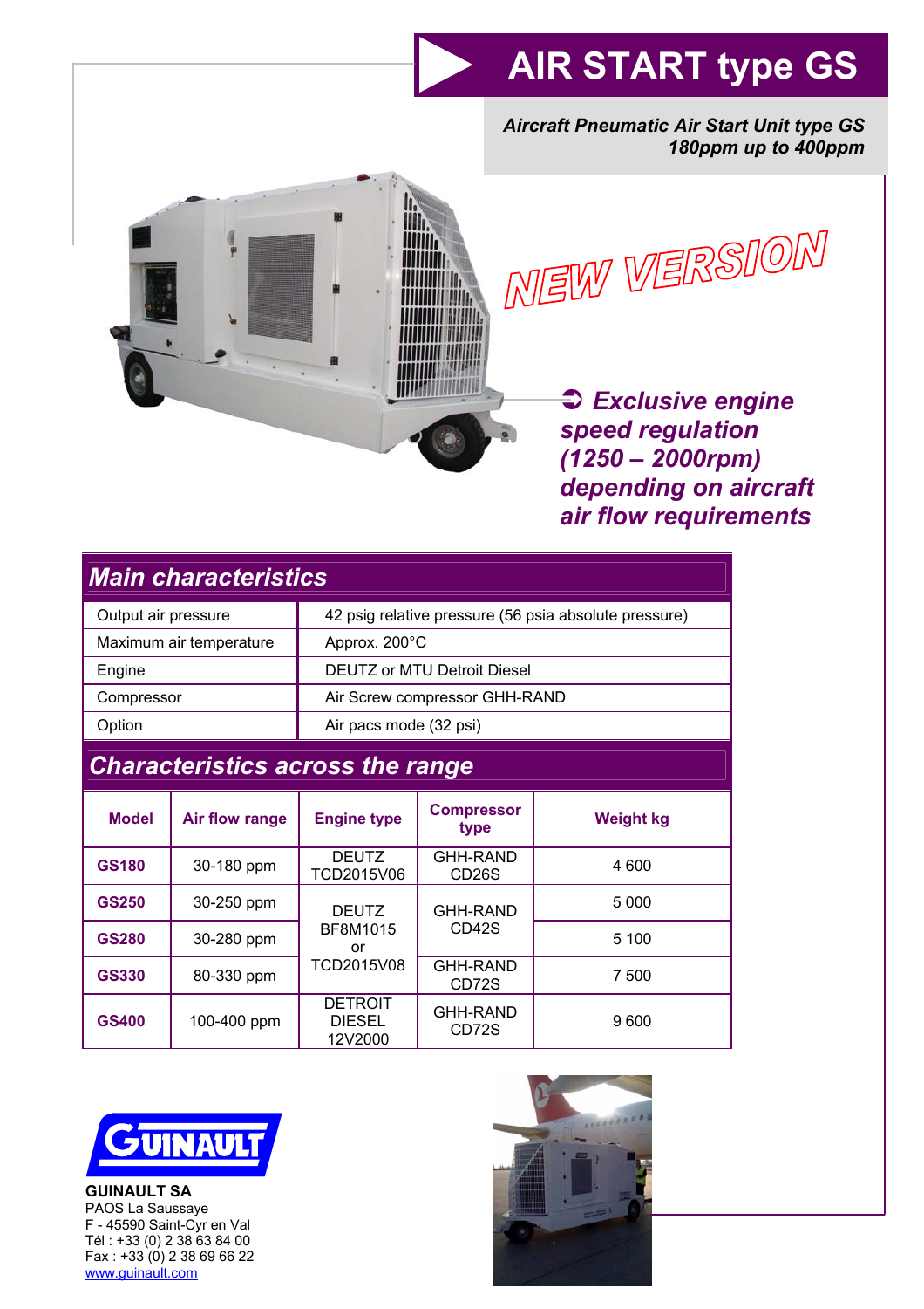# AIR START type GS

***Aircraft Pneumatic Air Start Unit type GS***
***180ppm up to 400ppm***

NEW VERSION

➲ ***Exclusive engine speed regulation (1250 – 2000rpm) depending on aircraft air flow requirements***

## Main characteristics

| | |
|---|---|
| Output air pressure | 42 psig relative pressure (56 psia absolute pressure) |
| Maximum air temperature | Approx. 200°C |
| Engine | DEUTZ or MTU Detroit Diesel |
| Compressor | Air Screw compressor GHH-RAND |
| Option | Air pacs mode (32 psi) |

## Characteristics across the range

| Model | Air flow range | Engine type | Compressor type | Weight kg |
|---|---|---|---|---|
| **GS180** | 30-180 ppm | DEUTZ TCD2015V06 | GHH-RAND CD26S | 4 600 |
| **GS250** | 30-250 ppm | DEUTZ BF8M1015 or TCD2015V08 | GHH-RAND CD42S | 5 000 |
| **GS280** | 30-280 ppm | | | 5 100 |
| **GS330** | 80-330 ppm | | GHH-RAND CD72S | 7 500 |
| **GS400** | 100-400 ppm | DETROIT DIESEL 12V2000 | GHH-RAND CD72S | 9 600 |

GUINAULT

**GUINAULT SA**
PAOS La Saussaye
F - 45590 Saint-Cyr en Val
Tél : +33 (0) 2 38 63 84 00
Fax : +33 (0) 2 38 69 66 22
www.guinault.com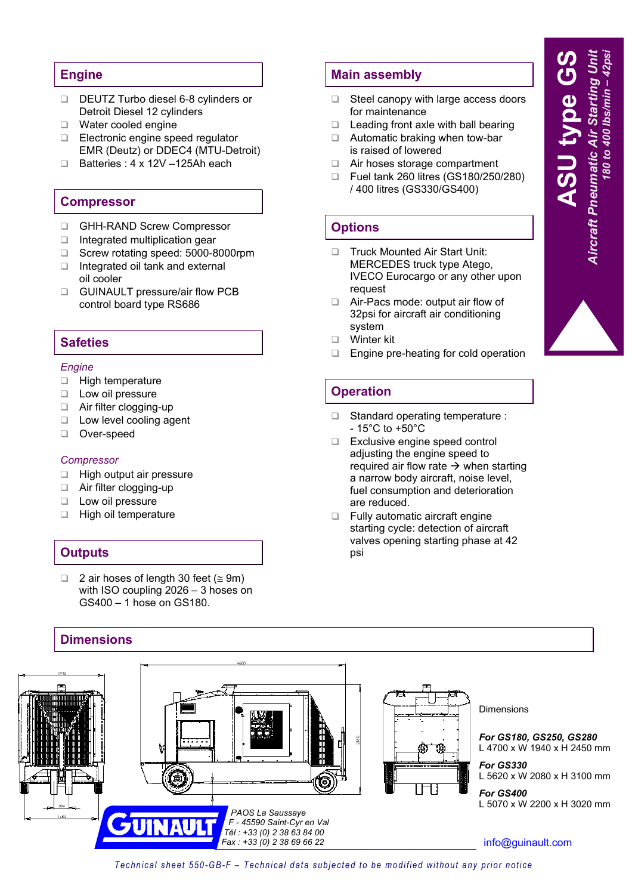## Engine

- DEUTZ Turbo diesel 6-8 cylinders or Detroit Diesel 12 cylinders
- Water cooled engine
- Electronic engine speed regulator EMR (Deutz) or DDEC4 (MTU-Detroit)
- Batteries : 4 x 12V –125Ah each

## Compressor

- GHH-RAND Screw Compressor
- Integrated multiplication gear
- Screw rotating speed: 5000-8000rpm
- Integrated oil tank and external oil cooler
- GUINAULT pressure/air flow PCB control board type RS686

## Safeties

*Engine*

- High temperature
- Low oil pressure
- Air filter clogging-up
- Low level cooling agent
- Over-speed

*Compressor*

- High output air pressure
- Air filter clogging-up
- Low oil pressure
- High oil temperature

## Outputs

- 2 air hoses of length 30 feet (≅ 9m) with ISO coupling 2026 – 3 hoses on GS400 – 1 hose on GS180.

## Main assembly

- Steel canopy with large access doors for maintenance
- Leading front axle with ball bearing
- Automatic braking when tow-bar is raised of lowered
- Air hoses storage compartment
- Fuel tank 260 litres (GS180/250/280) / 400 litres (GS330/GS400)

## Options

- Truck Mounted Air Start Unit: MERCEDES truck type Atego, IVECO Eurocargo or any other upon request
- Air-Pacs mode: output air flow of 32psi for aircraft air conditioning system
- Winter kit
- Engine pre-heating for cold operation

## Operation

- Standard operating temperature : - 15°C to +50°C
- Exclusive engine speed control adjusting the engine speed to required air flow rate → when starting a narrow body aircraft, noise level, fuel consumption and deterioration are reduced.
- Fully automatic aircraft engine starting cycle: detection of aircraft valves opening starting phase at 42 psi

# ASU type GS

***Aircraft Pneumatic Air Starting Unit***

***180 to 400 lbs/min – 42psi***

## Dimensions

1940

4600

2450

1452

Dimensions

***For GS180, GS250, GS280***
L 4700 x W 1940 x H 2450 mm

***For GS330***
L 5620 x W 2080 x H 3100 mm

***For GS400***
L 5070 x W 2200 x H 3020 mm

GUINAULT

*PAOS La Saussaye*
*F - 45590 Saint-Cyr en Val*
*Tél : +33 (0) 2 38 63 84 00*
*Fax : +33 (0) 2 38 69 66 22*

info@guinault.com

*Technical sheet 550-GB-F – Technical data subjected to be modified without any prior notice*